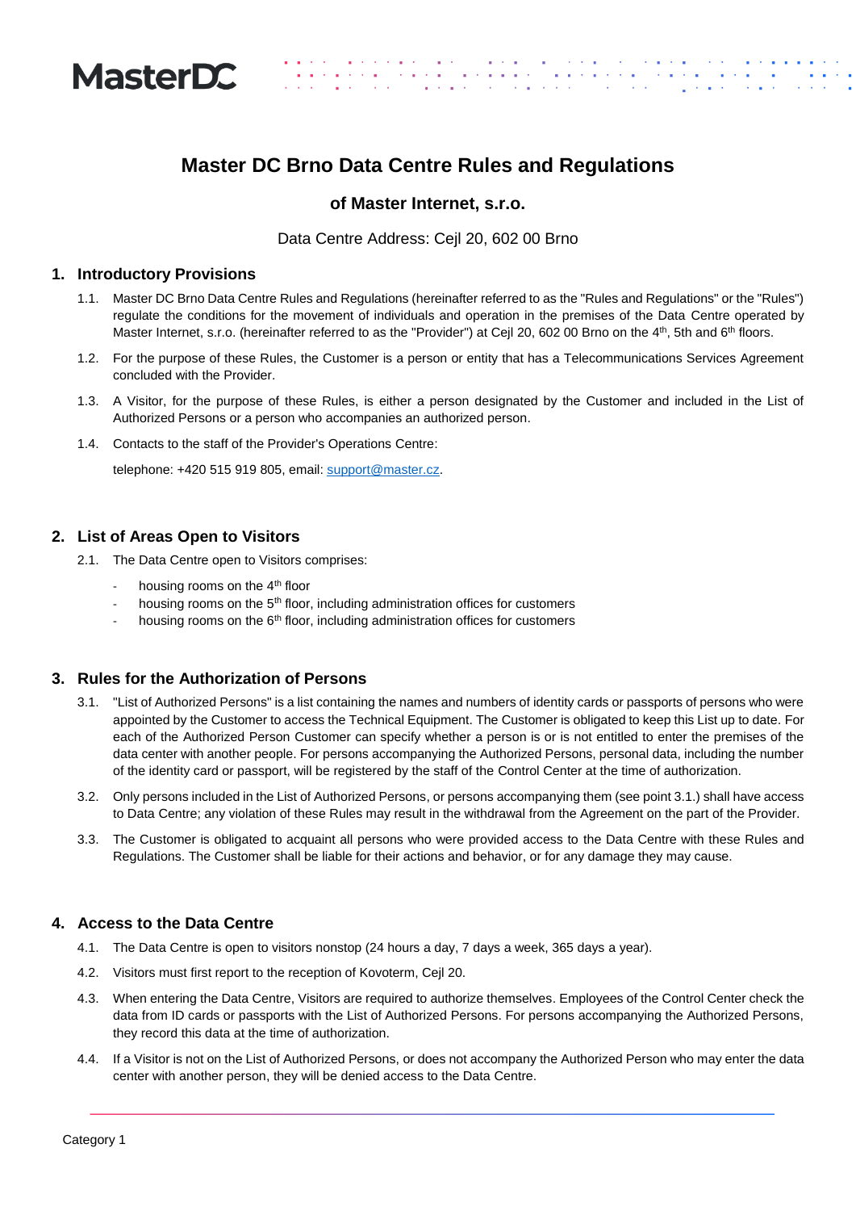# Master DC Brno Data Centre Rules and Regulations

## of Master Internet, s.r.o.

Data Centre Address: Cejl 20, 602 00 Brno

## 1. Introductory Provisions

1.1. Master DC Brno Data Centre Rules and Regulations (hereinafter referred to as the "Rules and Regulations" or the "Rules") regulate the conditions for the movement of individuals and operation in the premises of the Data Centre operated by Master Internet, s.r.o. (hereinafter referred to as the "Provider") at Cejl 20, 602 00 Brno on the 4th, 5th and 6th floors.

1.2. For the purpose of these Rules, the Customer is a person or entity that has a Telecommunications Services Agreement concluded with the Provider.

1.3. A Visitor, for the purpose of these Rules, is either a person designated by the Customer and included in the List of Authorized Persons or a person who accompanies an authorized person.

1.4. Contacts to the staff of the Provider's Operations Centre:

telephone: +420 515 919 805, email: support@master.cz.

## 2. List of Areas Open to Visitors

2.1. The Data Centre open to Visitors comprises:

- housing rooms on the 4th floor
- housing rooms on the 5th floor, including administration offices for customers
- housing rooms on the 6th floor, including administration offices for customers

## 3. Rules for the Authorization of Persons

3.1. "List of Authorized Persons" is a list containing the names and numbers of identity cards or passports of persons who were appointed by the Customer to access the Technical Equipment. The Customer is obligated to keep this List up to date. For each of the Authorized Person Customer can specify whether a person is or is not entitled to enter the premises of the data center with another people. For persons accompanying the Authorized Persons, personal data, including the number of the identity card or passport, will be registered by the staff of the Control Center at the time of authorization.

3.2. Only persons included in the List of Authorized Persons, or persons accompanying them (see point 3.1.) shall have access to Data Centre; any violation of these Rules may result in the withdrawal from the Agreement on the part of the Provider.

3.3. The Customer is obligated to acquaint all persons who were provided access to the Data Centre with these Rules and Regulations. The Customer shall be liable for their actions and behavior, or for any damage they may cause.

## 4. Access to the Data Centre

4.1. The Data Centre is open to visitors nonstop (24 hours a day, 7 days a week, 365 days a year).

4.2. Visitors must first report to the reception of Kovoterm, Cejl 20.

4.3. When entering the Data Centre, Visitors are required to authorize themselves. Employees of the Control Center check the data from ID cards or passports with the List of Authorized Persons. For persons accompanying the Authorized Persons, they record this data at the time of authorization.

4.4. If a Visitor is not on the List of Authorized Persons, or does not accompany the Authorized Person who may enter the data center with another person, they will be denied access to the Data Centre.

Category 1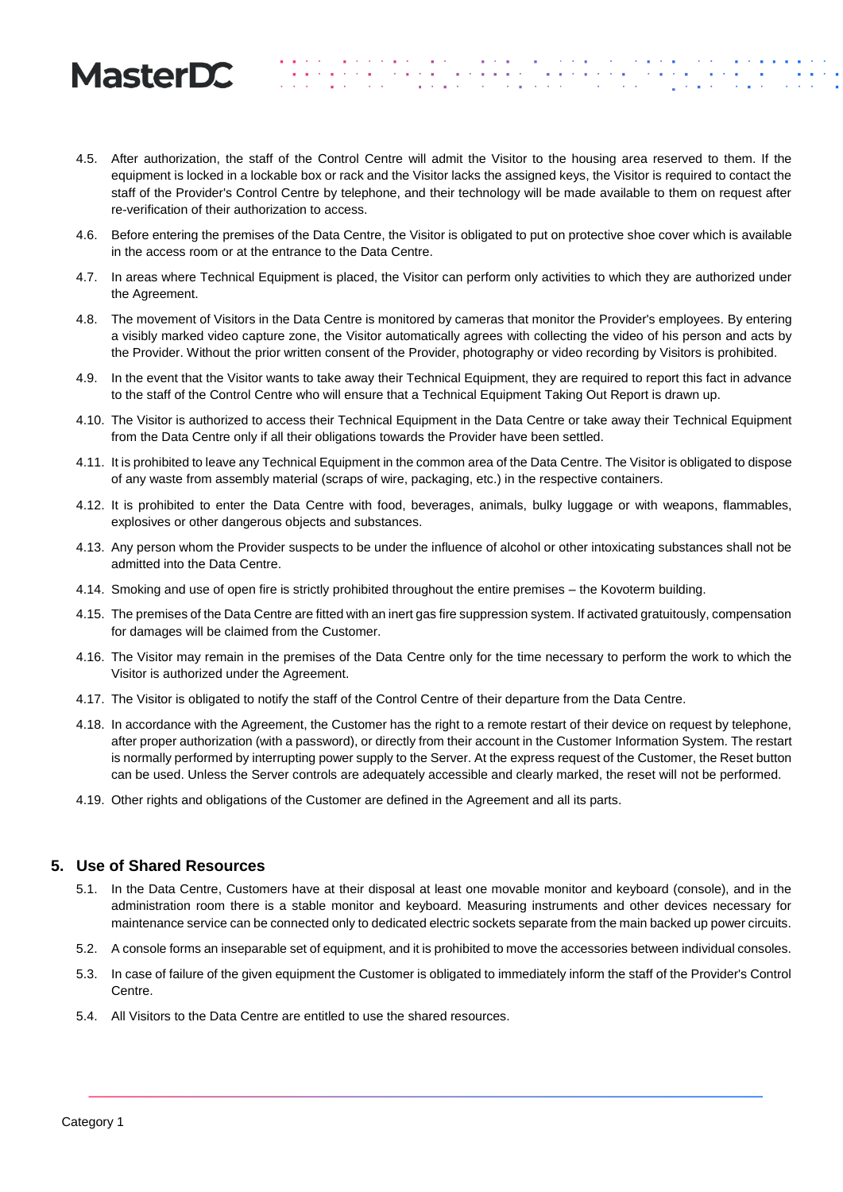4.5. After authorization, the staff of the Control Centre will admit the Visitor to the housing area reserved to them. If the equipment is locked in a lockable box or rack and the Visitor lacks the assigned keys, the Visitor is required to contact the staff of the Provider's Control Centre by telephone, and their technology will be made available to them on request after re-verification of their authorization to access.

4.6. Before entering the premises of the Data Centre, the Visitor is obligated to put on protective shoe cover which is available in the access room or at the entrance to the Data Centre.

4.7. In areas where Technical Equipment is placed, the Visitor can perform only activities to which they are authorized under the Agreement.

4.8. The movement of Visitors in the Data Centre is monitored by cameras that monitor the Provider's employees. By entering a visibly marked video capture zone, the Visitor automatically agrees with collecting the video of his person and acts by the Provider. Without the prior written consent of the Provider, photography or video recording by Visitors is prohibited.

4.9. In the event that the Visitor wants to take away their Technical Equipment, they are required to report this fact in advance to the staff of the Control Centre who will ensure that a Technical Equipment Taking Out Report is drawn up.

4.10. The Visitor is authorized to access their Technical Equipment in the Data Centre or take away their Technical Equipment from the Data Centre only if all their obligations towards the Provider have been settled.

4.11. It is prohibited to leave any Technical Equipment in the common area of the Data Centre. The Visitor is obligated to dispose of any waste from assembly material (scraps of wire, packaging, etc.) in the respective containers.

4.12. It is prohibited to enter the Data Centre with food, beverages, animals, bulky luggage or with weapons, flammables, explosives or other dangerous objects and substances.

4.13. Any person whom the Provider suspects to be under the influence of alcohol or other intoxicating substances shall not be admitted into the Data Centre.

4.14. Smoking and use of open fire is strictly prohibited throughout the entire premises – the Kovoterm building.

4.15. The premises of the Data Centre are fitted with an inert gas fire suppression system. If activated gratuitously, compensation for damages will be claimed from the Customer.

4.16. The Visitor may remain in the premises of the Data Centre only for the time necessary to perform the work to which the Visitor is authorized under the Agreement.

4.17. The Visitor is obligated to notify the staff of the Control Centre of their departure from the Data Centre.

4.18. In accordance with the Agreement, the Customer has the right to a remote restart of their device on request by telephone, after proper authorization (with a password), or directly from their account in the Customer Information System. The restart is normally performed by interrupting power supply to the Server. At the express request of the Customer, the Reset button can be used. Unless the Server controls are adequately accessible and clearly marked, the reset will not be performed.

4.19. Other rights and obligations of the Customer are defined in the Agreement and all its parts.

## 5. Use of Shared Resources

5.1. In the Data Centre, Customers have at their disposal at least one movable monitor and keyboard (console), and in the administration room there is a stable monitor and keyboard. Measuring instruments and other devices necessary for maintenance service can be connected only to dedicated electric sockets separate from the main backed up power circuits.

5.2. A console forms an inseparable set of equipment, and it is prohibited to move the accessories between individual consoles.

5.3. In case of failure of the given equipment the Customer is obligated to immediately inform the staff of the Provider's Control Centre.

5.4. All Visitors to the Data Centre are entitled to use the shared resources.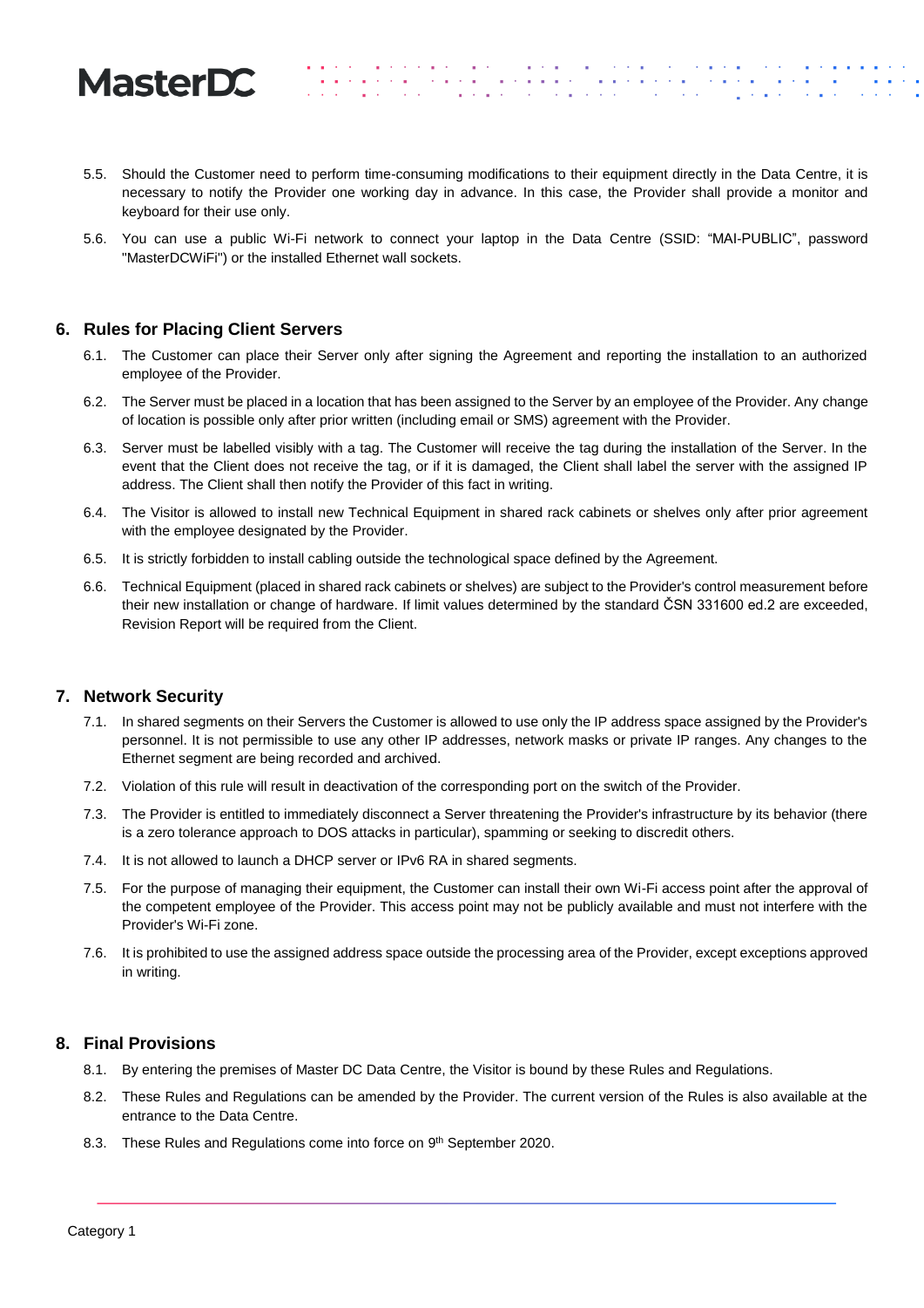5.5. Should the Customer need to perform time-consuming modifications to their equipment directly in the Data Centre, it is necessary to notify the Provider one working day in advance. In this case, the Provider shall provide a monitor and keyboard for their use only.

5.6. You can use a public Wi-Fi network to connect your laptop in the Data Centre (SSID: “MAI-PUBLIC”, password "MasterDCWiFi") or the installed Ethernet wall sockets.

## 6. Rules for Placing Client Servers

6.1. The Customer can place their Server only after signing the Agreement and reporting the installation to an authorized employee of the Provider.

6.2. The Server must be placed in a location that has been assigned to the Server by an employee of the Provider. Any change of location is possible only after prior written (including email or SMS) agreement with the Provider.

6.3. Server must be labelled visibly with a tag. The Customer will receive the tag during the installation of the Server. In the event that the Client does not receive the tag, or if it is damaged, the Client shall label the server with the assigned IP address. The Client shall then notify the Provider of this fact in writing.

6.4. The Visitor is allowed to install new Technical Equipment in shared rack cabinets or shelves only after prior agreement with the employee designated by the Provider.

6.5. It is strictly forbidden to install cabling outside the technological space defined by the Agreement.

6.6. Technical Equipment (placed in shared rack cabinets or shelves) are subject to the Provider's control measurement before their new installation or change of hardware. If limit values determined by the standard ČSN 331600 ed.2 are exceeded, Revision Report will be required from the Client.

## 7. Network Security

7.1. In shared segments on their Servers the Customer is allowed to use only the IP address space assigned by the Provider's personnel. It is not permissible to use any other IP addresses, network masks or private IP ranges. Any changes to the Ethernet segment are being recorded and archived.

7.2. Violation of this rule will result in deactivation of the corresponding port on the switch of the Provider.

7.3. The Provider is entitled to immediately disconnect a Server threatening the Provider's infrastructure by its behavior (there is a zero tolerance approach to DOS attacks in particular), spamming or seeking to discredit others.

7.4. It is not allowed to launch a DHCP server or IPv6 RA in shared segments.

7.5. For the purpose of managing their equipment, the Customer can install their own Wi-Fi access point after the approval of the competent employee of the Provider. This access point may not be publicly available and must not interfere with the Provider's Wi-Fi zone.

7.6. It is prohibited to use the assigned address space outside the processing area of the Provider, except exceptions approved in writing.

## 8. Final Provisions

8.1. By entering the premises of Master DC Data Centre, the Visitor is bound by these Rules and Regulations.

8.2. These Rules and Regulations can be amended by the Provider. The current version of the Rules is also available at the entrance to the Data Centre.

8.3. These Rules and Regulations come into force on 9th September 2020.